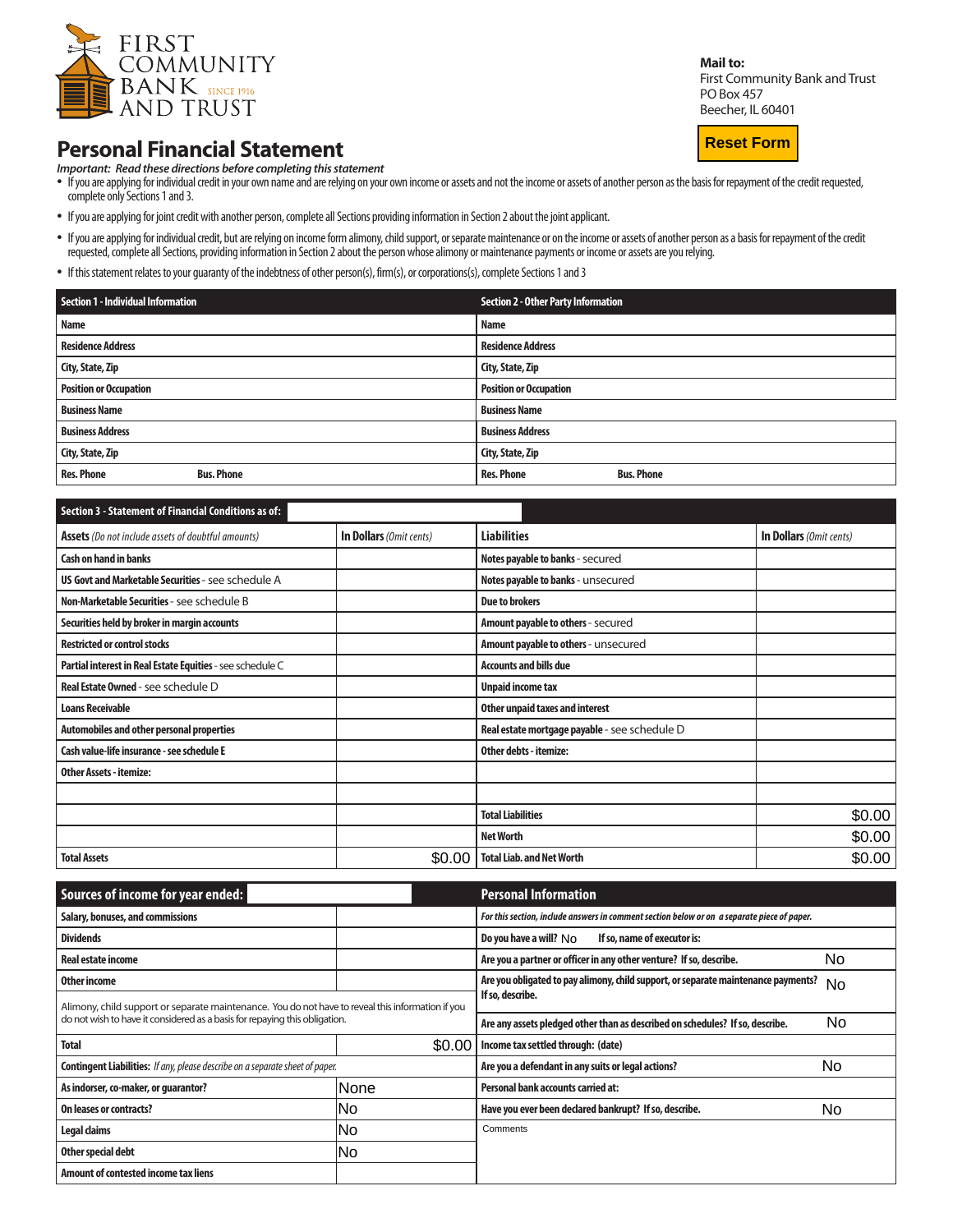FIRST COMMUNITY BANK AND TRUST
SINCE 1916

**Mail to:**
First Community Bank and Trust
PO Box 457
Beecher, IL 60401

Reset Form

# Personal Financial Statement

*Important: Read these directions before completing this statement*

- If you are applying for individual credit in your own name and are relying on your own income or assets and not the income or assets of another person as the basis for repayment of the credit requested, complete only Sections 1 and 3.
- If you are applying for joint credit with another person, complete all Sections providing information in Section 2 about the joint applicant.
- If you are applying for individual credit, but are relying on income form alimony, child support, or separate maintenance or on the income or assets of another person as a basis for repayment of the credit requested, complete all Sections, providing information in Section 2 about the person whose alimony or maintenance payments or income or assets are you relying.
- If this statement relates to your guaranty of the indebtness of other person(s), firm(s), or corporations(s), complete Sections 1 and 3

| Section 1 - Individual Information | Section 2 - Other Party Information |
|---|---|
| Name | Name |
| Residence Address | Residence Address |
| City, State, Zip | City, State, Zip |
| Position or Occupation | Position or Occupation |
| Business Name | Business Name |
| Business Address | Business Address |
| City, State, Zip | City, State, Zip |
| Res. Phone Bus. Phone | Res. Phone Bus. Phone |

| Section 3 - Statement of Financial Conditions as of: | | | |
|---|---|---|---|
| **Assets** *(Do not include assets of doubtful amounts)* | **In Dollars** *(Omit cents)* | **Liabilities** | **In Dollars** *(Omit cents)* |
| Cash on hand in banks | | Notes payable to banks - secured | |
| US Govt and Marketable Securities - see schedule A | | Notes payable to banks - unsecured | |
| Non-Marketable Securities - see schedule B | | Due to brokers | |
| Securities held by broker in margin accounts | | Amount payable to others - secured | |
| Restricted or control stocks | | Amount payable to others - unsecured | |
| Partial interest in Real Estate Equities - see schedule C | | Accounts and bills due | |
| Real Estate Owned - see schedule D | | Unpaid income tax | |
| Loans Receivable | | Other unpaid taxes and interest | |
| Automobiles and other personal properties | | Real estate mortgage payable - see schedule D | |
| Cash value-life insurance - see schedule E | | Other debts - itemize: | |
| Other Assets - itemize: | | | |
| | | | |
| | | Total Liabilities | $0.00 |
| | | Net Worth | $0.00 |
| Total Assets | $0.00 | Total Liab. and Net Worth | $0.00 |

| Sources of income for year ended: | | Personal Information | |
|---|---|---|---|
| Salary, bonuses, and commissions | | *For this section, include answers in comment section below or on a separate piece of paper.* | |
| Dividends | | Do you have a will? No If so, name of executor is: | |
| Real estate income | | Are you a partner or officer in any other venture? If so, describe. | No |
| Other income | | Are you obligated to pay alimony, child support, or separate maintenance payments? If so, describe. | No |
| Alimony, child support or separate maintenance. You do not have to reveal this information if you do not wish to have it considered as a basis for repaying this obligation. | | Are any assets pledged other than as described on schedules? If so, describe. | No |
| Total | $0.00 | Income tax settled through: (date) | |
| **Contingent Liabilities:** *If any, please describe on a separate sheet of paper.* | | Are you a defendant in any suits or legal actions? | No |
| As indorser, co-maker, or guarantor? | None | Personal bank accounts carried at: | |
| On leases or contracts? | No | Have you ever been declared bankrupt? If so, describe. | No |
| Legal claims | No | Comments | |
| Other special debt | No | | |
| Amount of contested income tax liens | | | |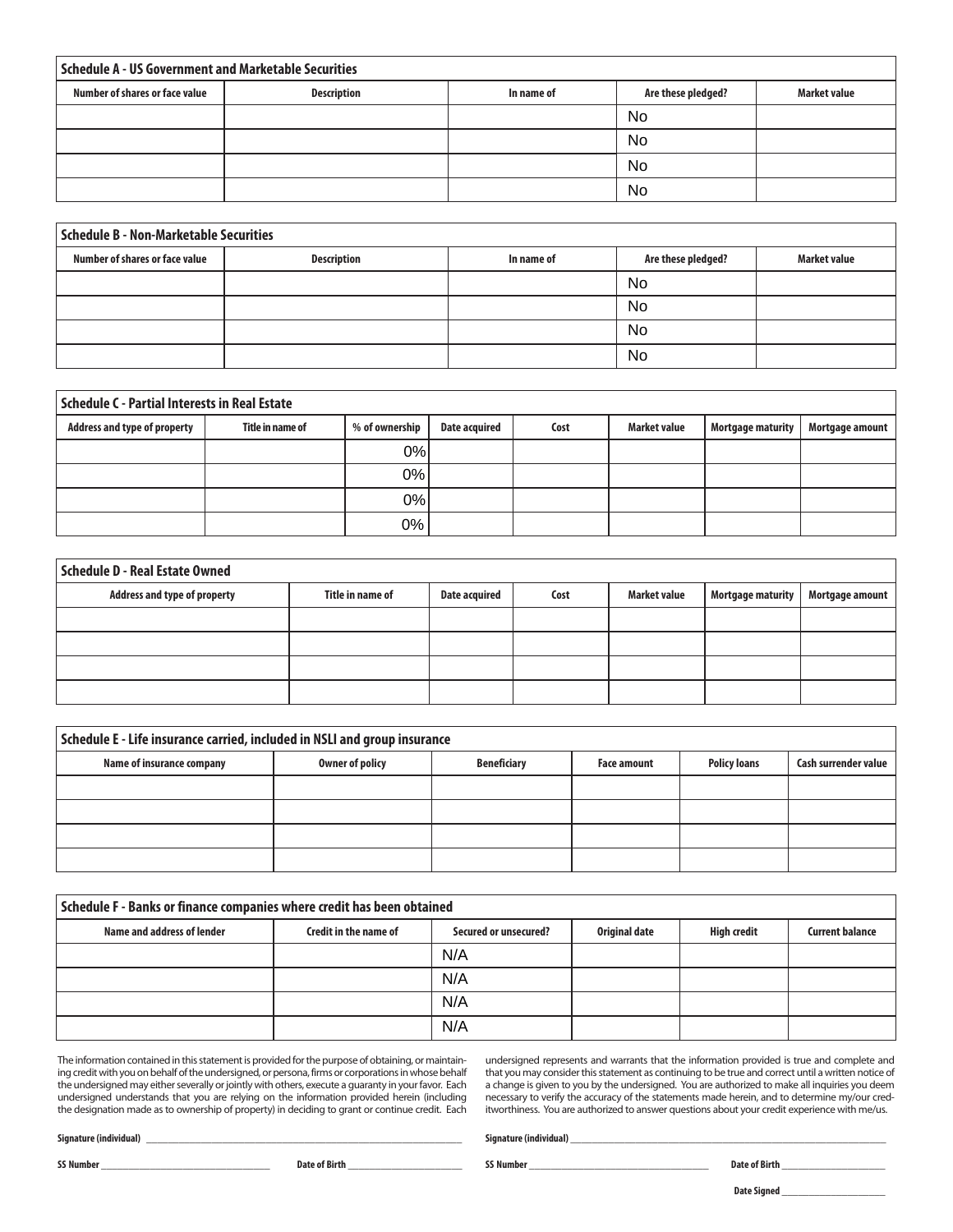## Schedule A - US Government and Marketable Securities

| Number of shares or face value | Description | In name of | Are these pledged? | Market value |
|---|---|---|---|---|
| | | | No | |
| | | | No | |
| | | | No | |
| | | | No | |

## Schedule B - Non-Marketable Securities

| Number of shares or face value | Description | In name of | Are these pledged? | Market value |
|---|---|---|---|---|
| | | | No | |
| | | | No | |
| | | | No | |
| | | | No | |

## Schedule C - Partial Interests in Real Estate

| Address and type of property | Title in name of | % of ownership | Date acquired | Cost | Market value | Mortgage maturity | Mortgage amount |
|---|---|---|---|---|---|---|---|
| | | 0% | | | | | |
| | | 0% | | | | | |
| | | 0% | | | | | |
| | | 0% | | | | | |

## Schedule D - Real Estate Owned

| Address and type of property | Title in name of | Date acquired | Cost | Market value | Mortgage maturity | Mortgage amount |
|---|---|---|---|---|---|---|
| | | | | | | |
| | | | | | | |
| | | | | | | |
| | | | | | | |

## Schedule E - Life insurance carried, included in NSLI and group insurance

| Name of insurance company | Owner of policy | Beneficiary | Face amount | Policy loans | Cash surrender value |
|---|---|---|---|---|---|
| | | | | | |
| | | | | | |
| | | | | | |
| | | | | | |

## Schedule F - Banks or finance companies where credit has been obtained

| Name and address of lender | Credit in the name of | Secured or unsecured? | Original date | High credit | Current balance |
|---|---|---|---|---|---|
| | | N/A | | | |
| | | N/A | | | |
| | | N/A | | | |
| | | N/A | | | |

The information contained in this statement is provided for the purpose of obtaining, or maintaining credit with you on behalf of the undersigned, or persona, firms or corporations in whose behalf the undersigned may either severally or jointly with others, execute a guaranty in your favor. Each undersigned understands that you are relying on the information provided herein (including the designation made as to ownership of property) in deciding to grant or continue credit. Each undersigned represents and warrants that the information provided is true and complete and that you may consider this statement as continuing to be true and correct until a written notice of a change is given to you by the undersigned. You are authorized to make all inquiries you deem necessary to verify the accuracy of the statements made herein, and to determine my/our creditworthiness. You are authorized to answer questions about your credit experience with me/us.

**Signature (individual)** ______________________________

**SS Number** ____________________ **Date of Birth** ____________________

**Signature (individual)** ______________________________

**SS Number** ____________________ **Date of Birth** ____________________

**Date Signed** ____________________